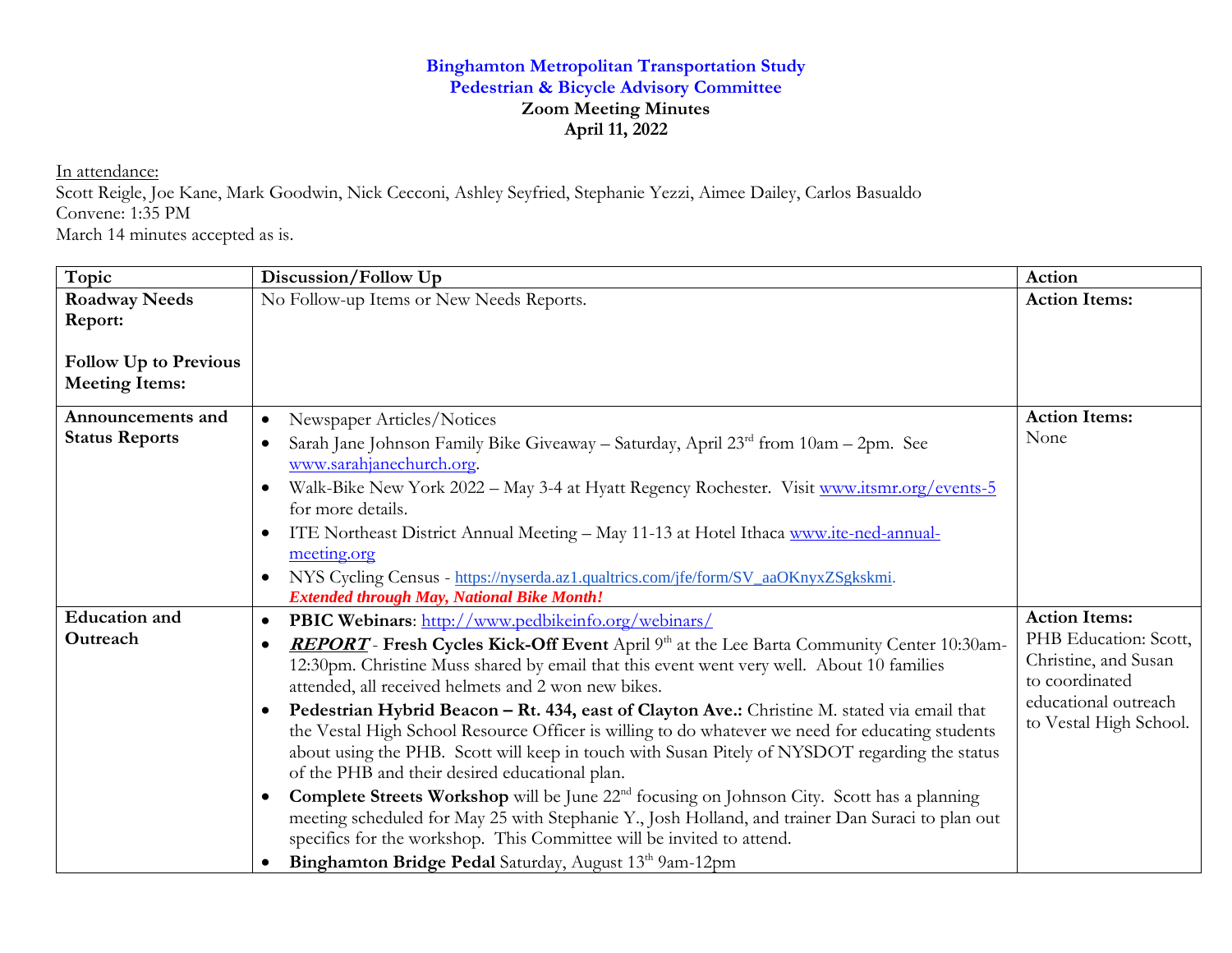# Binghamton Metropolitan Transportation Study
## Pedestrian & Bicycle Advisory Committee
### Zoom Meeting Minutes
### April 11, 2022

In attendance:
Scott Reigle, Joe Kane, Mark Goodwin, Nick Cecconi, Ashley Seyfried, Stephanie Yezzi, Aimee Dailey, Carlos Basualdo
Convene: 1:35 PM
March 14 minutes accepted as is.

| Topic | Discussion/Follow Up | Action |
|---|---|---|
| **Roadway Needs Report:**<br><br>**Follow Up to Previous Meeting Items:** | No Follow-up Items or New Needs Reports. | **Action Items:** |
| **Announcements and Status Reports** | • Newspaper Articles/Notices<br>• Sarah Jane Johnson Family Bike Giveaway – Saturday, April 23rd from 10am – 2pm. See www.sarahjanechurch.org.<br>• Walk-Bike New York 2022 – May 3-4 at Hyatt Regency Rochester. Visit www.itsmr.org/events-5 for more details.<br>• ITE Northeast District Annual Meeting – May 11-13 at Hotel Ithaca www.ite-ned-annual-meeting.org<br>• NYS Cycling Census - https://nyserda.az1.qualtrics.com/jfe/form/SV_aaOKnyxZSgkskmi. ***Extended through May, National Bike Month!*** | **Action Items:**<br>None |
| **Education and Outreach** | • **PBIC Webinars**: http://www.pedbikeinfo.org/webinars/<br>• ***REPORT*** - **Fresh Cycles Kick-Off Event** April 9th at the Lee Barta Community Center 10:30am-12:30pm. Christine Muss shared by email that this event went very well. About 10 families attended, all received helmets and 2 won new bikes.<br>• **Pedestrian Hybrid Beacon – Rt. 434, east of Clayton Ave.:** Christine M. stated via email that the Vestal High School Resource Officer is willing to do whatever we need for educating students about using the PHB. Scott will keep in touch with Susan Pitely of NYSDOT regarding the status of the PHB and their desired educational plan.<br>• **Complete Streets Workshop** will be June 22nd focusing on Johnson City. Scott has a planning meeting scheduled for May 25 with Stephanie Y., Josh Holland, and trainer Dan Suraci to plan out specifics for the workshop. This Committee will be invited to attend.<br>• **Binghamton Bridge Pedal** Saturday, August 13th 9am-12pm | **Action Items:**<br>PHB Education: Scott, Christine, and Susan to coordinated educational outreach to Vestal High School. |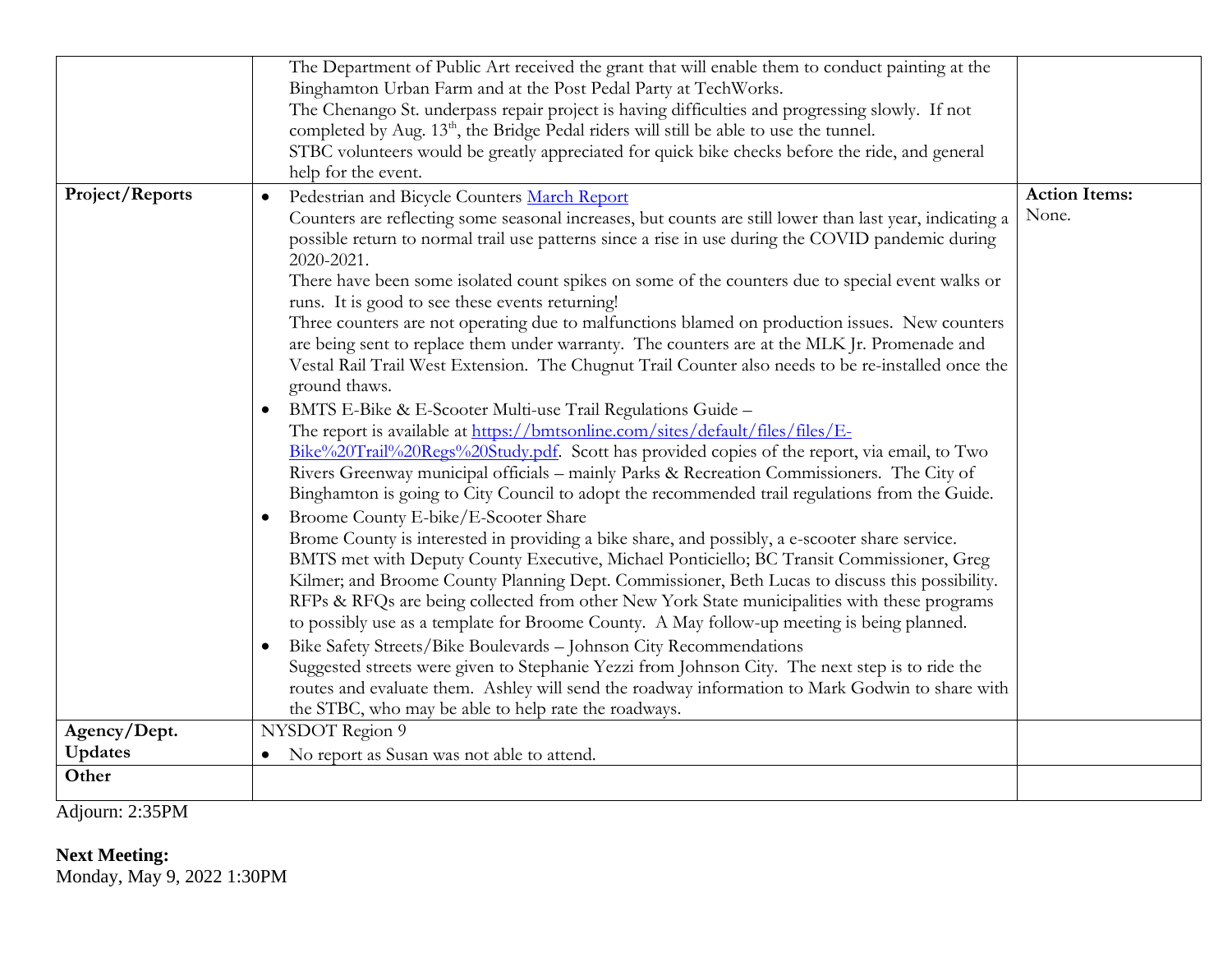| | | |
|---|---|---|
| | The Department of Public Art received the grant that will enable them to conduct painting at the Binghamton Urban Farm and at the Post Pedal Party at TechWorks.<br>The Chenango St. underpass repair project is having difficulties and progressing slowly. If not completed by Aug. 13th, the Bridge Pedal riders will still be able to use the tunnel.<br>STBC volunteers would be greatly appreciated for quick bike checks before the ride, and general help for the event. | |
| **Project/Reports** | • Pedestrian and Bicycle Counters [March Report]()<br>Counters are reflecting some seasonal increases, but counts are still lower than last year, indicating a possible return to normal trail use patterns since a rise in use during the COVID pandemic during 2020-2021.<br>There have been some isolated count spikes on some of the counters due to special event walks or runs. It is good to see these events returning!<br>Three counters are not operating due to malfunctions blamed on production issues. New counters are being sent to replace them under warranty. The counters are at the MLK Jr. Promenade and Vestal Rail Trail West Extension. The Chugnut Trail Counter also needs to be re-installed once the ground thaws.<br>• BMTS E-Bike & E-Scooter Multi-use Trail Regulations Guide –<br>The report is available at [https://bmtsonline.com/sites/default/files/files/E-Bike%20Trail%20Regs%20Study.pdf](https://bmtsonline.com/sites/default/files/files/E-Bike%20Trail%20Regs%20Study.pdf). Scott has provided copies of the report, via email, to Two Rivers Greenway municipal officials – mainly Parks & Recreation Commissioners. The City of Binghamton is going to City Council to adopt the recommended trail regulations from the Guide.<br>• Broome County E-bike/E-Scooter Share<br>Brome County is interested in providing a bike share, and possibly, a e-scooter share service. BMTS met with Deputy County Executive, Michael Ponticiello; BC Transit Commissioner, Greg Kilmer; and Broome County Planning Dept. Commissioner, Beth Lucas to discuss this possibility. RFPs & RFQs are being collected from other New York State municipalities with these programs to possibly use as a template for Broome County. A May follow-up meeting is being planned.<br>• Bike Safety Streets/Bike Boulevards – Johnson City Recommendations<br>Suggested streets were given to Stephanie Yezzi from Johnson City. The next step is to ride the routes and evaluate them. Ashley will send the roadway information to Mark Godwin to share with the STBC, who may be able to help rate the roadways. | **Action Items:**<br>None. |
| **Agency/Dept. Updates** | NYSDOT Region 9<br>• No report as Susan was not able to attend. | |
| **Other** | | |

Adjourn: 2:35PM

**Next Meeting:**
Monday, May 9, 2022 1:30PM